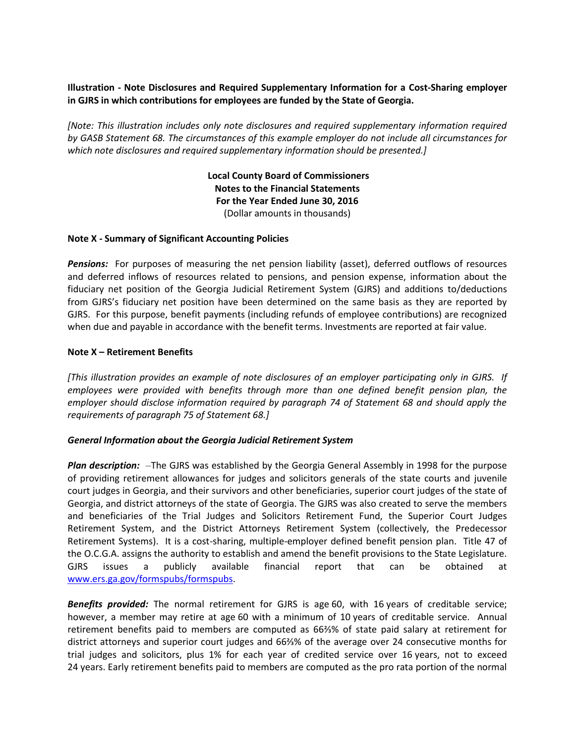**Illustration - Note Disclosures and Required Supplementary Information for a Cost-Sharing employer in GJRS in which contributions for employees are funded by the State of Georgia.**

*[Note: This illustration includes only note disclosures and required supplementary information required by GASB Statement 68. The circumstances of this example employer do not include all circumstances for which note disclosures and required supplementary information should be presented.]*

**Local County Board of Commissioners**
**Notes to the Financial Statements**
**For the Year Ended June 30, 2016**
(Dollar amounts in thousands)

**Note X - Summary of Significant Accounting Policies**

***Pensions:*** For purposes of measuring the net pension liability (asset), deferred outflows of resources and deferred inflows of resources related to pensions, and pension expense, information about the fiduciary net position of the Georgia Judicial Retirement System (GJRS) and additions to/deductions from GJRS's fiduciary net position have been determined on the same basis as they are reported by GJRS. For this purpose, benefit payments (including refunds of employee contributions) are recognized when due and payable in accordance with the benefit terms. Investments are reported at fair value.

**Note X – Retirement Benefits**

*[This illustration provides an example of note disclosures of an employer participating only in GJRS. If employees were provided with benefits through more than one defined benefit pension plan, the employer should disclose information required by paragraph 74 of Statement 68 and should apply the requirements of paragraph 75 of Statement 68.]*

***General Information about the Georgia Judicial Retirement System***

***Plan description:*** –The GJRS was established by the Georgia General Assembly in 1998 for the purpose of providing retirement allowances for judges and solicitors generals of the state courts and juvenile court judges in Georgia, and their survivors and other beneficiaries, superior court judges of the state of Georgia, and district attorneys of the state of Georgia. The GJRS was also created to serve the members and beneficiaries of the Trial Judges and Solicitors Retirement Fund, the Superior Court Judges Retirement System, and the District Attorneys Retirement System (collectively, the Predecessor Retirement Systems). It is a cost-sharing, multiple-employer defined benefit pension plan. Title 47 of the O.C.G.A. assigns the authority to establish and amend the benefit provisions to the State Legislature. GJRS issues a publicly available financial report that can be obtained at www.ers.ga.gov/formspubs/formspubs.

***Benefits provided:*** The normal retirement for GJRS is age 60, with 16 years of creditable service; however, a member may retire at age 60 with a minimum of 10 years of creditable service. Annual retirement benefits paid to members are computed as 66⅔% of state paid salary at retirement for district attorneys and superior court judges and 66⅔% of the average over 24 consecutive months for trial judges and solicitors, plus 1% for each year of credited service over 16 years, not to exceed 24 years. Early retirement benefits paid to members are computed as the pro rata portion of the normal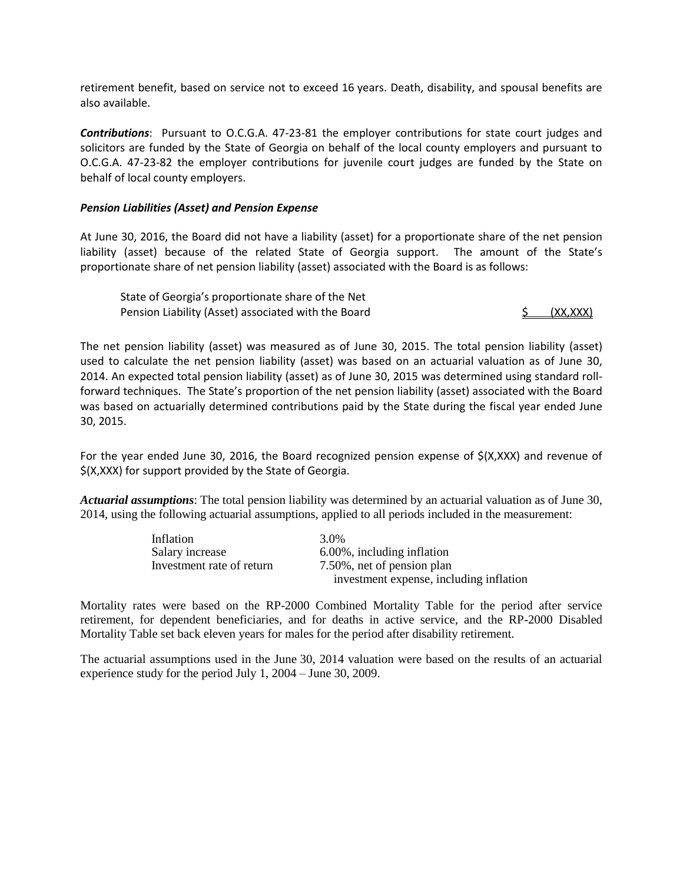retirement benefit, based on service not to exceed 16 years. Death, disability, and spousal benefits are also available.

***Contributions***: Pursuant to O.C.G.A. 47-23-81 the employer contributions for state court judges and solicitors are funded by the State of Georgia on behalf of the local county employers and pursuant to O.C.G.A. 47-23-82 the employer contributions for juvenile court judges are funded by the State on behalf of local county employers.

***Pension Liabilities (Asset) and Pension Expense***

At June 30, 2016, the Board did not have a liability (asset) for a proportionate share of the net pension liability (asset) because of the related State of Georgia support. The amount of the State's proportionate share of net pension liability (asset) associated with the Board is as follows:

| | |
|---|---|
| State of Georgia's proportionate share of the Net Pension Liability (Asset) associated with the Board | $ (XX,XXX) |

The net pension liability (asset) was measured as of June 30, 2015. The total pension liability (asset) used to calculate the net pension liability (asset) was based on an actuarial valuation as of June 30, 2014. An expected total pension liability (asset) as of June 30, 2015 was determined using standard roll-forward techniques. The State's proportion of the net pension liability (asset) associated with the Board was based on actuarially determined contributions paid by the State during the fiscal year ended June 30, 2015.

For the year ended June 30, 2016, the Board recognized pension expense of $(X,XXX) and revenue of $(X,XXX) for support provided by the State of Georgia.

***Actuarial assumptions***: The total pension liability was determined by an actuarial valuation as of June 30, 2014, using the following actuarial assumptions, applied to all periods included in the measurement:

| | |
|---|---|
| Inflation | 3.0% |
| Salary increase | 6.00%, including inflation |
| Investment rate of return | 7.50%, net of pension plan investment expense, including inflation |

Mortality rates were based on the RP-2000 Combined Mortality Table for the period after service retirement, for dependent beneficiaries, and for deaths in active service, and the RP-2000 Disabled Mortality Table set back eleven years for males for the period after disability retirement.

The actuarial assumptions used in the June 30, 2014 valuation were based on the results of an actuarial experience study for the period July 1, 2004 – June 30, 2009.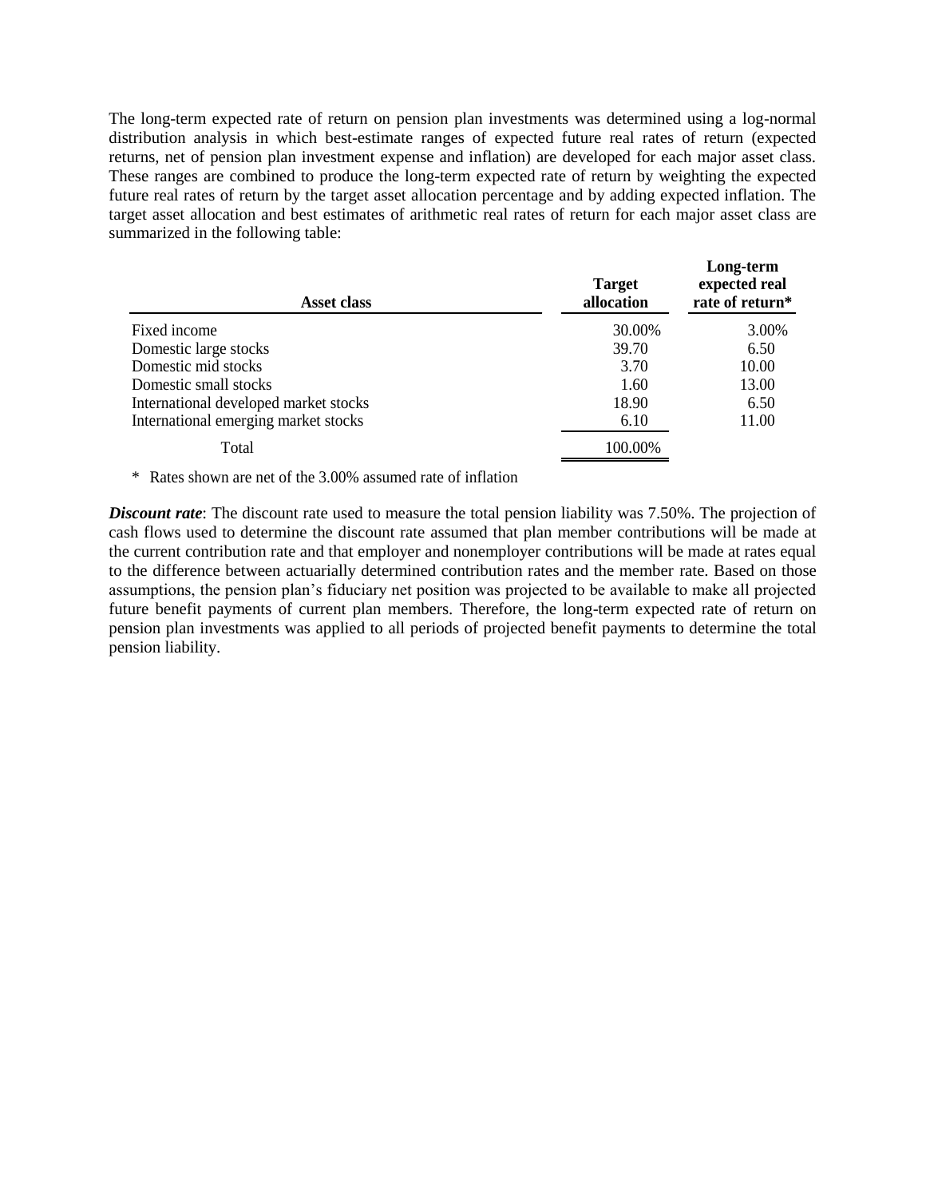The long-term expected rate of return on pension plan investments was determined using a log-normal distribution analysis in which best-estimate ranges of expected future real rates of return (expected returns, net of pension plan investment expense and inflation) are developed for each major asset class. These ranges are combined to produce the long-term expected rate of return by weighting the expected future real rates of return by the target asset allocation percentage and by adding expected inflation. The target asset allocation and best estimates of arithmetic real rates of return for each major asset class are summarized in the following table:

| Asset class | Target allocation | Long-term expected real rate of return* |
|---|---|---|
| Fixed income | 30.00% | 3.00% |
| Domestic large stocks | 39.70 | 6.50 |
| Domestic mid stocks | 3.70 | 10.00 |
| Domestic small stocks | 1.60 | 13.00 |
| International developed market stocks | 18.90 | 6.50 |
| International emerging market stocks | 6.10 | 11.00 |
| Total | 100.00% | |

\* Rates shown are net of the 3.00% assumed rate of inflation

***Discount rate***: The discount rate used to measure the total pension liability was 7.50%. The projection of cash flows used to determine the discount rate assumed that plan member contributions will be made at the current contribution rate and that employer and nonemployer contributions will be made at rates equal to the difference between actuarially determined contribution rates and the member rate. Based on those assumptions, the pension plan's fiduciary net position was projected to be available to make all projected future benefit payments of current plan members. Therefore, the long-term expected rate of return on pension plan investments was applied to all periods of projected benefit payments to determine the total pension liability.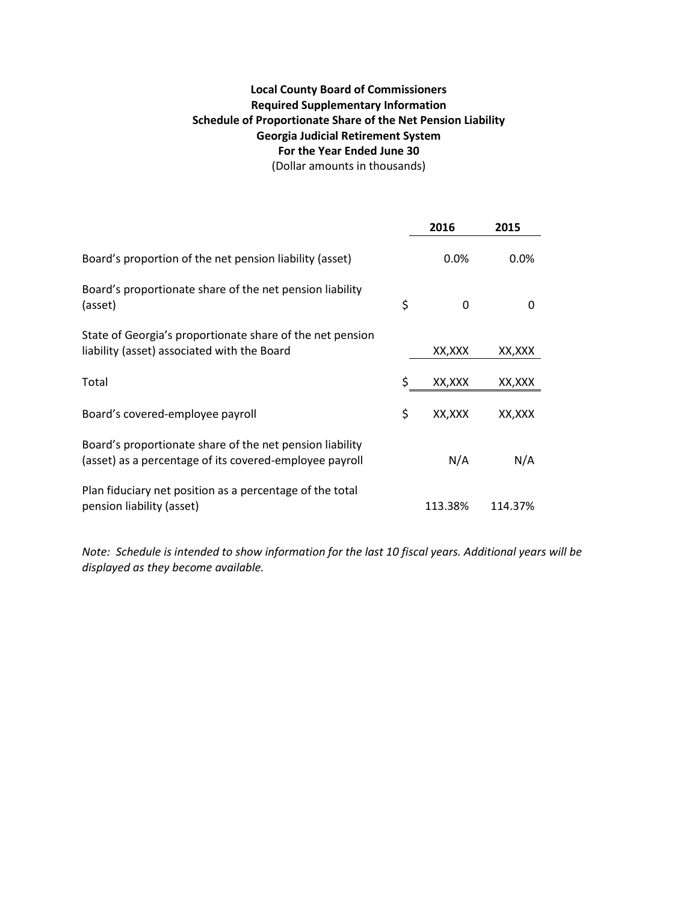**Local County Board of Commissioners**
**Required Supplementary Information**
**Schedule of Proportionate Share of the Net Pension Liability**
**Georgia Judicial Retirement System**
**For the Year Ended June 30**
(Dollar amounts in thousands)

| | | 2016 | 2015 |
|---|---|---|---|
| Board's proportion of the net pension liability (asset) | | 0.0% | 0.0% |
| Board's proportionate share of the net pension liability (asset) | $ | 0 | 0 |
| State of Georgia's proportionate share of the net pension liability (asset) associated with the Board | | XX,XXX | XX,XXX |
| Total | $ | XX,XXX | XX,XXX |
| Board's covered-employee payroll | $ | XX,XXX | XX,XXX |
| Board's proportionate share of the net pension liability (asset) as a percentage of its covered-employee payroll | | N/A | N/A |
| Plan fiduciary net position as a percentage of the total pension liability (asset) | | 113.38% | 114.37% |

*Note: Schedule is intended to show information for the last 10 fiscal years. Additional years will be displayed as they become available.*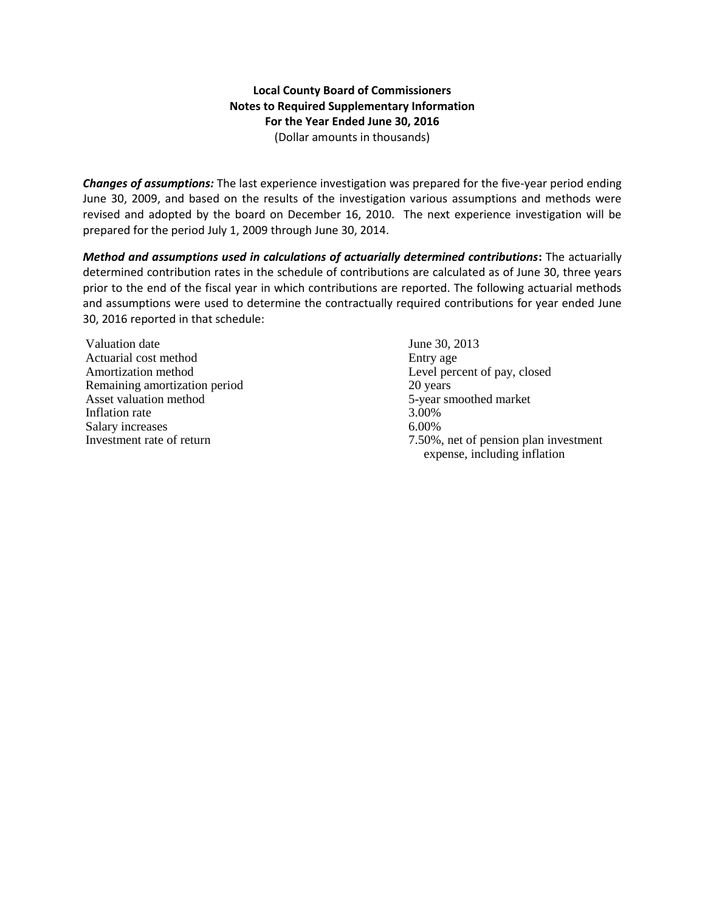**Local County Board of Commissioners**
**Notes to Required Supplementary Information**
**For the Year Ended June 30, 2016**
(Dollar amounts in thousands)

***Changes of assumptions:*** The last experience investigation was prepared for the five-year period ending June 30, 2009, and based on the results of the investigation various assumptions and methods were revised and adopted by the board on December 16, 2010. The next experience investigation will be prepared for the period July 1, 2009 through June 30, 2014.

***Method and assumptions used in calculations of actuarially determined contributions*:** The actuarially determined contribution rates in the schedule of contributions are calculated as of June 30, three years prior to the end of the fiscal year in which contributions are reported. The following actuarial methods and assumptions were used to determine the contractually required contributions for year ended June 30, 2016 reported in that schedule:

| | |
|---|---|
| Valuation date | June 30, 2013 |
| Actuarial cost method | Entry age |
| Amortization method | Level percent of pay, closed |
| Remaining amortization period | 20 years |
| Asset valuation method | 5-year smoothed market |
| Inflation rate | 3.00% |
| Salary increases | 6.00% |
| Investment rate of return | 7.50%, net of pension plan investment expense, including inflation |